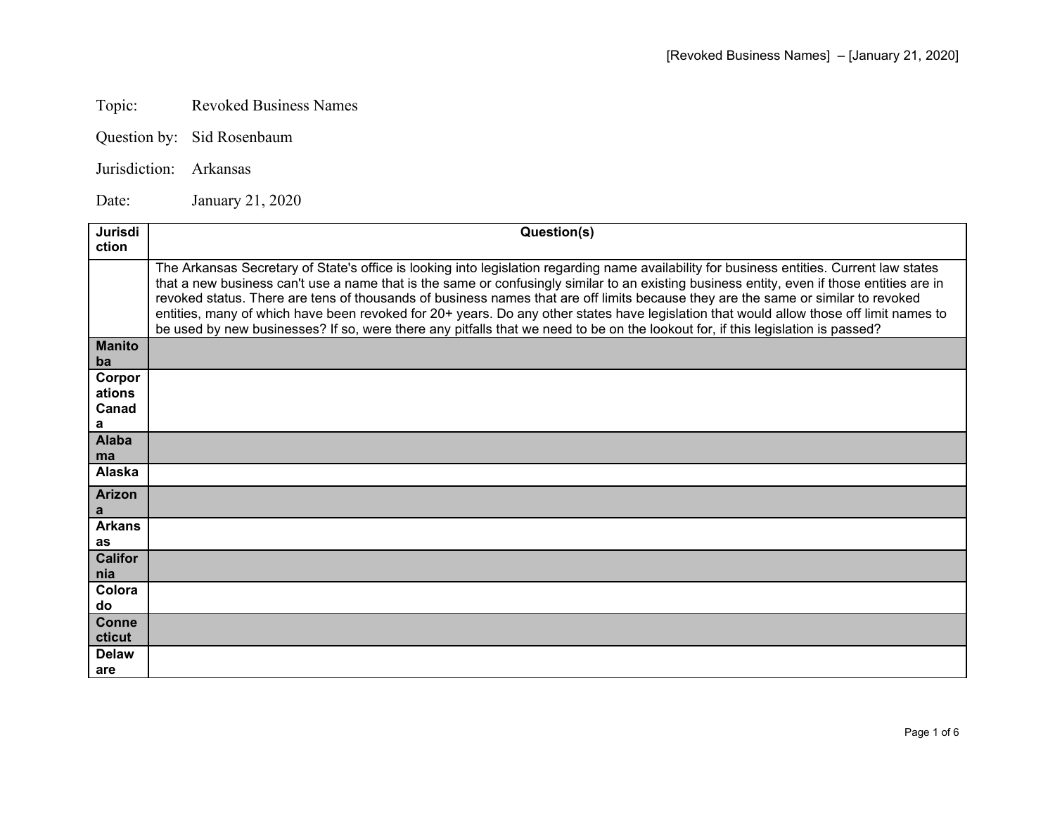Topic: Revoked Business Names

Question by: Sid Rosenbaum

Jurisdiction: Arkansas

Date: January 21, 2020

| Jurisdiction | Question(s) |
| --- | --- |
| | The Arkansas Secretary of State's office is looking into legislation regarding name availability for business entities. Current law states that a new business can't use a name that is the same or confusingly similar to an existing business entity, even if those entities are in revoked status. There are tens of thousands of business names that are off limits because they are the same or similar to revoked entities, many of which have been revoked for 20+ years. Do any other states have legislation that would allow those off limit names to be used by new businesses? If so, were there any pitfalls that we need to be on the lookout for, if this legislation is passed? |
| **Manitoba** | |
| **Corporations Canada** | |
| **Alabama** | |
| **Alaska** | |
| **Arizona** | |
| **Arkansas** | |
| **California** | |
| **Colorado** | |
| **Connecticut** | |
| **Delaware** | |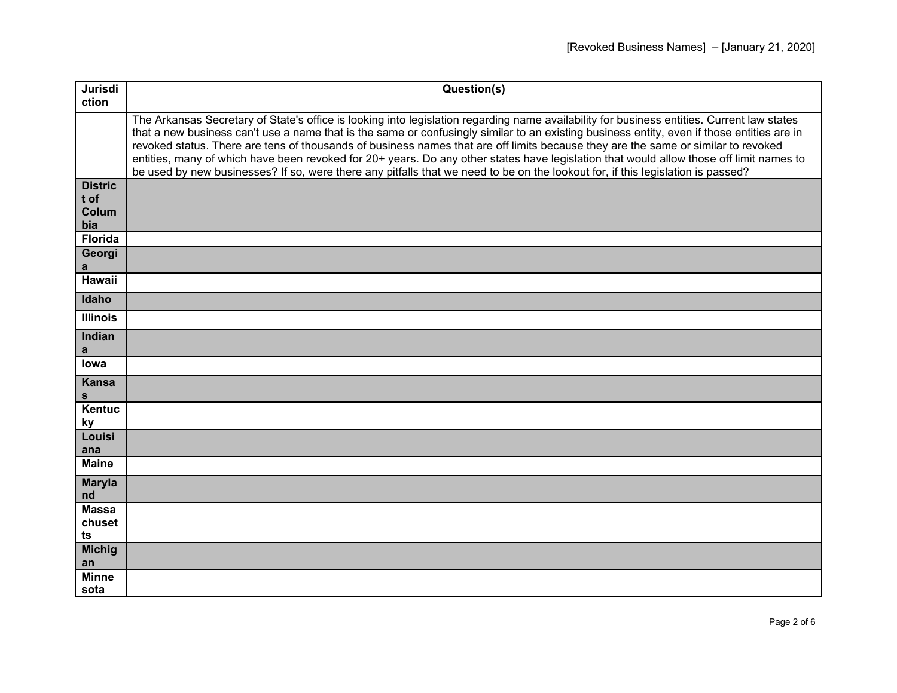| Jurisdiction | Question(s) |
|---|---|
| | The Arkansas Secretary of State's office is looking into legislation regarding name availability for business entities. Current law states that a new business can't use a name that is the same or confusingly similar to an existing business entity, even if those entities are in revoked status. There are tens of thousands of business names that are off limits because they are the same or similar to revoked entities, many of which have been revoked for 20+ years. Do any other states have legislation that would allow those off limit names to be used by new businesses? If so, were there any pitfalls that we need to be on the lookout for, if this legislation is passed? |
| District of Columbia | |
| Florida | |
| Georgia | |
| Hawaii | |
| Idaho | |
| Illinois | |
| Indiana | |
| Iowa | |
| Kansas | |
| Kentucky | |
| Louisiana | |
| Maine | |
| Maryland | |
| Massachusetts | |
| Michigan | |
| Minnesota | |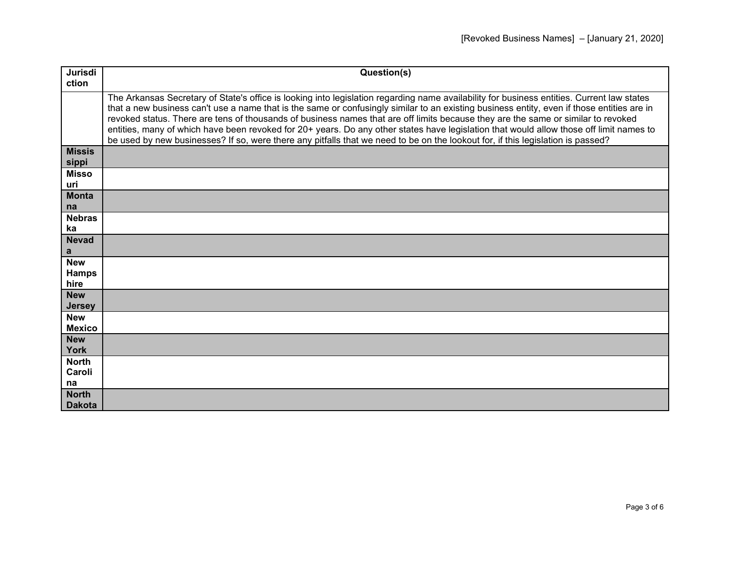| Jurisdiction | Question(s) |
|---|---|
| | The Arkansas Secretary of State's office is looking into legislation regarding name availability for business entities. Current law states that a new business can't use a name that is the same or confusingly similar to an existing business entity, even if those entities are in revoked status. There are tens of thousands of business names that are off limits because they are the same or similar to revoked entities, many of which have been revoked for 20+ years. Do any other states have legislation that would allow those off limit names to be used by new businesses? If so, were there any pitfalls that we need to be on the lookout for, if this legislation is passed? |
| **Mississippi** | |
| **Missouri** | |
| **Montana** | |
| **Nebraska** | |
| **Nevada** | |
| **New Hampshire** | |
| **New Jersey** | |
| **New Mexico** | |
| **New York** | |
| **North Carolina** | |
| **North Dakota** | |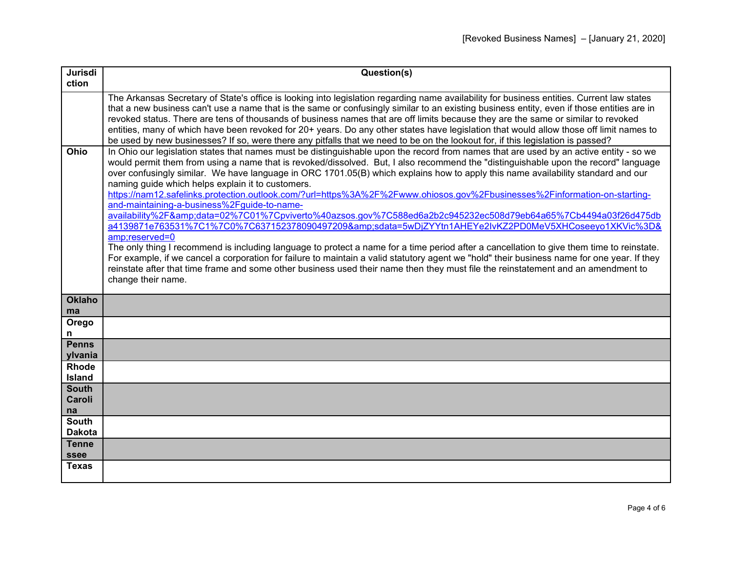| Jurisdiction | Question(s) |
|---|---|
| | The Arkansas Secretary of State's office is looking into legislation regarding name availability for business entities. Current law states that a new business can't use a name that is the same or confusingly similar to an existing business entity, even if those entities are in revoked status. There are tens of thousands of business names that are off limits because they are the same or similar to revoked entities, many of which have been revoked for 20+ years. Do any other states have legislation that would allow those off limit names to be used by new businesses? If so, were there any pitfalls that we need to be on the lookout for, if this legislation is passed? |
| Ohio | In Ohio our legislation states that names must be distinguishable upon the record from names that are used by an active entity - so we would permit them from using a name that is revoked/dissolved. But, I also recommend the "distinguishable upon the record" language over confusingly similar. We have language in ORC 1701.05(B) which explains how to apply this name availability standard and our naming guide which helps explain it to customers. [https://nam12.safelinks.protection.outlook.com/?url=https%3A%2F%2Fwww.ohiosos.gov%2Fbusinesses%2Finformation-on-starting-and-maintaining-a-business%2Fguide-to-name-availability%2F&amp;data=02%7C01%7Cpviverto%40azsos.gov%7C588ed6a2b2c945232ec508d79eb64a65%7Cb4494a03f26d475dba4139871e763531%7C1%7C0%7C637152378090497209&amp;sdata=5wDjZYYtn1AHEYe2IvKZ2PD0MeV5XHCoseeyo1XKVic%3D&amp;reserved=0](https://nam12.safelinks.protection.outlook.com/?url=https%3A%2F%2Fwww.ohiosos.gov%2Fbusinesses%2Finformation-on-starting-and-maintaining-a-business%2Fguide-to-name-availability%2F&amp;data=02%7C01%7Cpviverto%40azsos.gov%7C588ed6a2b2c945232ec508d79eb64a65%7Cb4494a03f26d475dba4139871e763531%7C1%7C0%7C637152378090497209&amp;sdata=5wDjZYYtn1AHEYe2IvKZ2PD0MeV5XHCoseeyo1XKVic%3D&amp;reserved=0)<br>The only thing I recommend is including language to protect a name for a time period after a cancellation to give them time to reinstate. For example, if we cancel a corporation for failure to maintain a valid statutory agent we "hold" their business name for one year. If they reinstate after that time frame and some other business used their name then they must file the reinstatement and an amendment to change their name. |
| Oklahoma | |
| Oregon | |
| Pennsylvania | |
| Rhode Island | |
| South Carolina | |
| South Dakota | |
| Tennessee | |
| Texas | |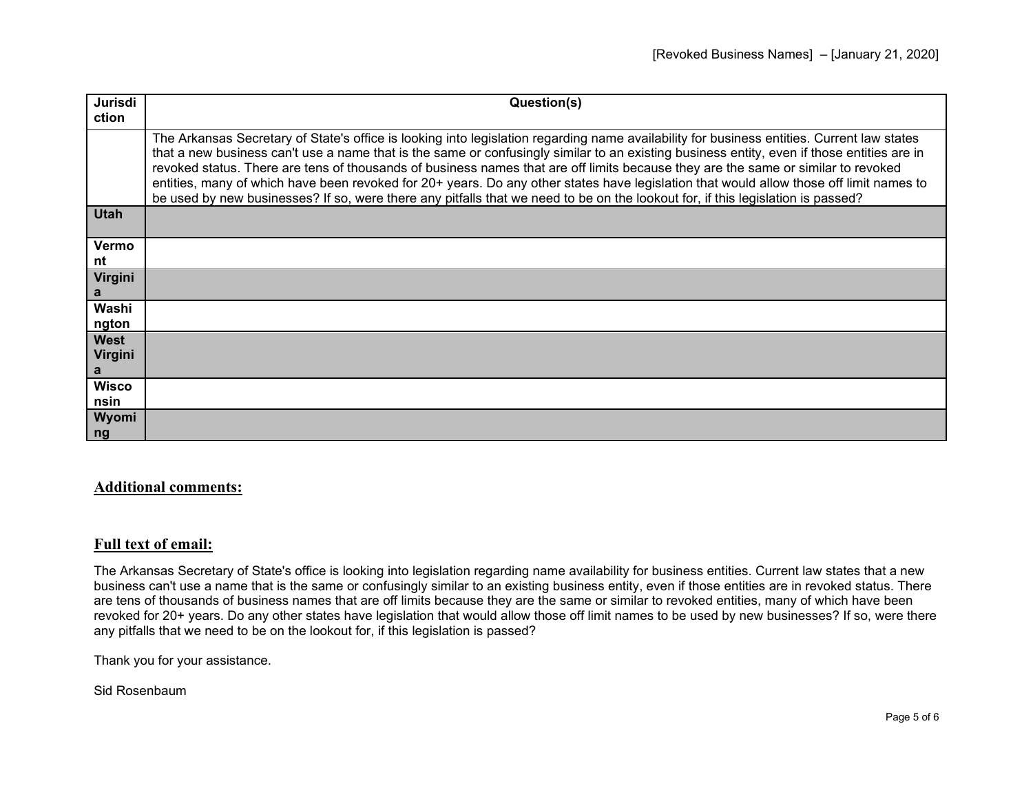| Jurisdiction | Question(s) |
| --- | --- |
| | The Arkansas Secretary of State's office is looking into legislation regarding name availability for business entities. Current law states that a new business can't use a name that is the same or confusingly similar to an existing business entity, even if those entities are in revoked status. There are tens of thousands of business names that are off limits because they are the same or similar to revoked entities, many of which have been revoked for 20+ years. Do any other states have legislation that would allow those off limit names to be used by new businesses? If so, were there any pitfalls that we need to be on the lookout for, if this legislation is passed? |
| **Utah** | |
| **Vermont** | |
| **Virginia** | |
| **Washington** | |
| **West Virginia** | |
| **Wisconsin** | |
| **Wyoming** | |

## Additional comments:

## Full text of email:

The Arkansas Secretary of State's office is looking into legislation regarding name availability for business entities. Current law states that a new business can't use a name that is the same or confusingly similar to an existing business entity, even if those entities are in revoked status. There are tens of thousands of business names that are off limits because they are the same or similar to revoked entities, many of which have been revoked for 20+ years. Do any other states have legislation that would allow those off limit names to be used by new businesses? If so, were there any pitfalls that we need to be on the lookout for, if this legislation is passed?

Thank you for your assistance.

Sid Rosenbaum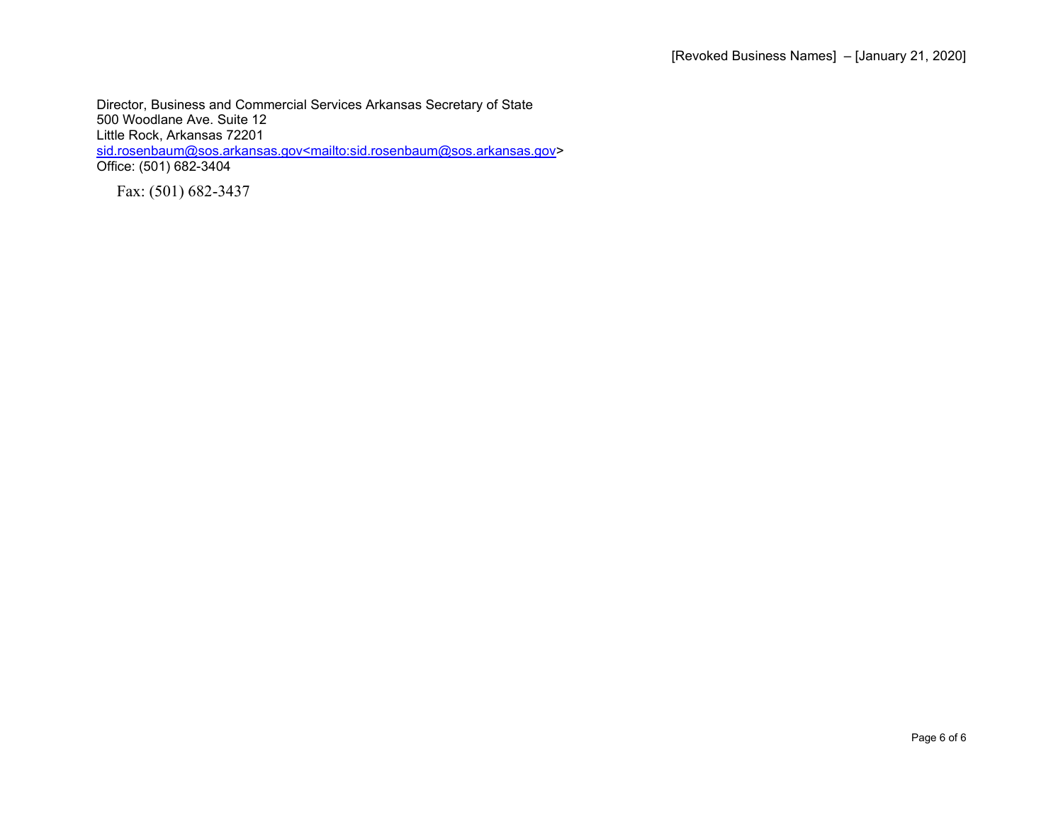Director, Business and Commercial Services Arkansas Secretary of State
500 Woodlane Ave. Suite 12
Little Rock, Arkansas 72201
sid.rosenbaum@sos.arkansas.gov<mailto:sid.rosenbaum@sos.arkansas.gov>
Office: (501) 682-3404

Fax: (501) 682-3437